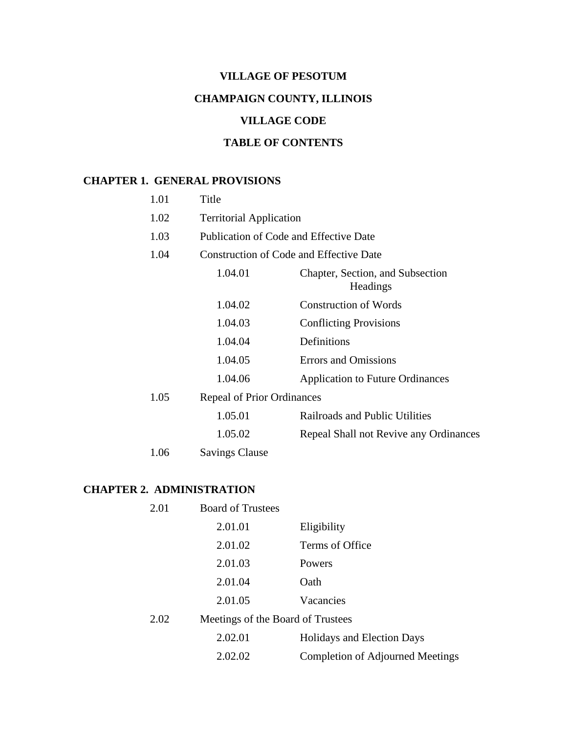**VILLAGE OF PESOTUM**

**CHAMPAIGN COUNTY, ILLINOIS**

**VILLAGE CODE**

**TABLE OF CONTENTS**

## CHAPTER 1. GENERAL PROVISIONS

- 1.01 Title
- 1.02 Territorial Application
- 1.03 Publication of Code and Effective Date
- 1.04 Construction of Code and Effective Date
  - 1.04.01 Chapter, Section, and Subsection Headings
  - 1.04.02 Construction of Words
  - 1.04.03 Conflicting Provisions
  - 1.04.04 Definitions
  - 1.04.05 Errors and Omissions
  - 1.04.06 Application to Future Ordinances
- 1.05 Repeal of Prior Ordinances
  - 1.05.01 Railroads and Public Utilities
  - 1.05.02 Repeal Shall not Revive any Ordinances
- 1.06 Savings Clause

## CHAPTER 2. ADMINISTRATION

- 2.01 Board of Trustees
  - 2.01.01 Eligibility
  - 2.01.02 Terms of Office
  - 2.01.03 Powers
  - 2.01.04 Oath
  - 2.01.05 Vacancies
- 2.02 Meetings of the Board of Trustees
  - 2.02.01 Holidays and Election Days
  - 2.02.02 Completion of Adjourned Meetings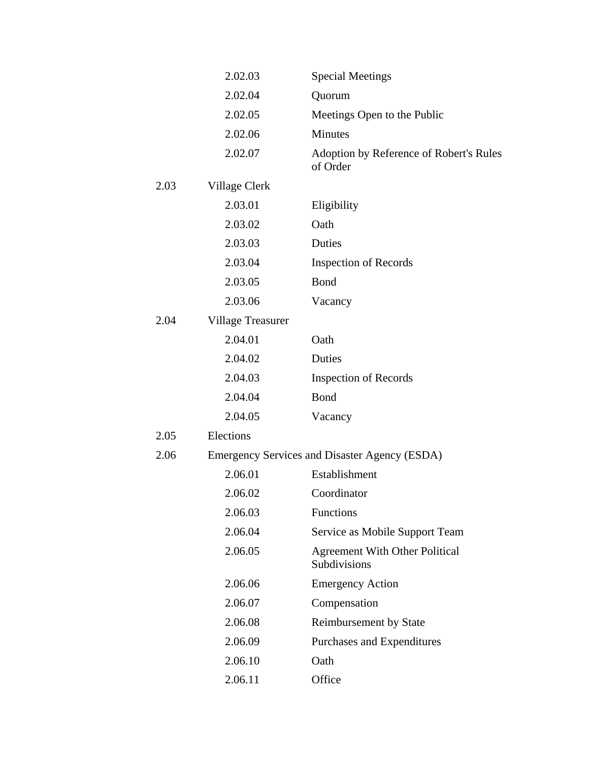| | | |
|---|---|---|
| | 2.02.03 | Special Meetings |
| | 2.02.04 | Quorum |
| | 2.02.05 | Meetings Open to the Public |
| | 2.02.06 | Minutes |
| | 2.02.07 | Adoption by Reference of Robert's Rules of Order |
| 2.03 | Village Clerk | |
| | 2.03.01 | Eligibility |
| | 2.03.02 | Oath |
| | 2.03.03 | Duties |
| | 2.03.04 | Inspection of Records |
| | 2.03.05 | Bond |
| | 2.03.06 | Vacancy |
| 2.04 | Village Treasurer | |
| | 2.04.01 | Oath |
| | 2.04.02 | Duties |
| | 2.04.03 | Inspection of Records |
| | 2.04.04 | Bond |
| | 2.04.05 | Vacancy |
| 2.05 | Elections | |
| 2.06 | Emergency Services and Disaster Agency (ESDA) | |
| | 2.06.01 | Establishment |
| | 2.06.02 | Coordinator |
| | 2.06.03 | Functions |
| | 2.06.04 | Service as Mobile Support Team |
| | 2.06.05 | Agreement With Other Political Subdivisions |
| | 2.06.06 | Emergency Action |
| | 2.06.07 | Compensation |
| | 2.06.08 | Reimbursement by State |
| | 2.06.09 | Purchases and Expenditures |
| | 2.06.10 | Oath |
| | 2.06.11 | Office |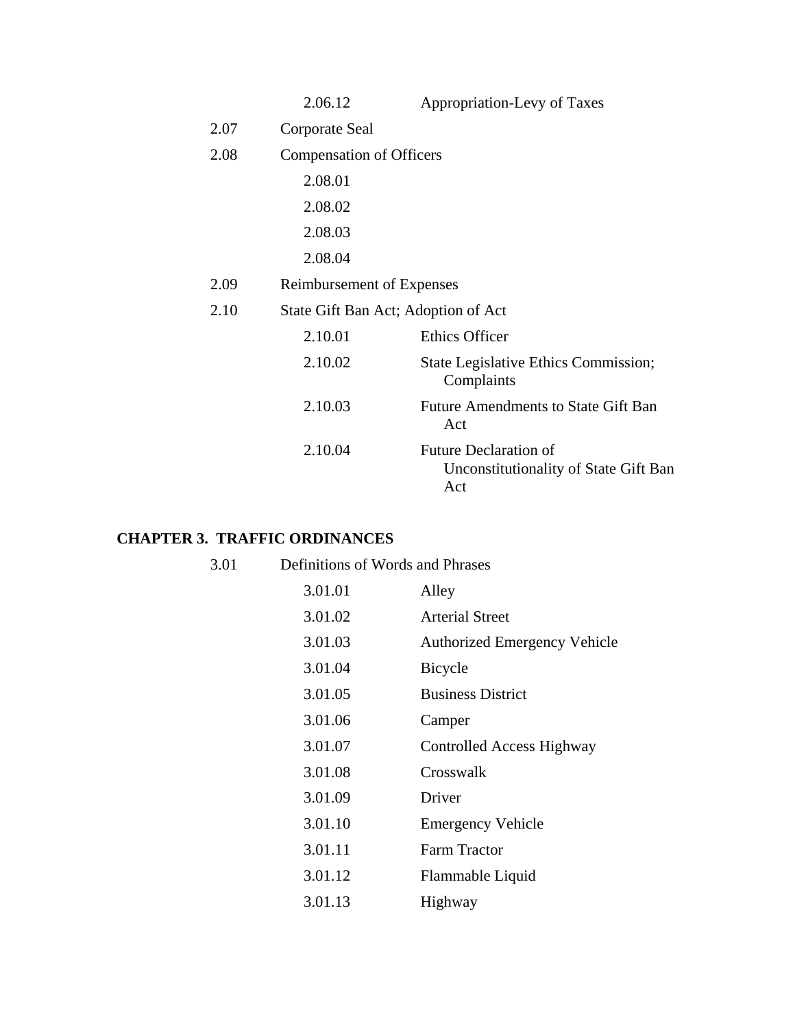| | | |
|---|---|---|
| | 2.06.12 | Appropriation-Levy of Taxes |
| 2.07 | Corporate Seal | |
| 2.08 | Compensation of Officers | |
| | 2.08.01 | |
| | 2.08.02 | |
| | 2.08.03 | |
| | 2.08.04 | |
| 2.09 | Reimbursement of Expenses | |
| 2.10 | State Gift Ban Act; Adoption of Act | |
| | 2.10.01 | Ethics Officer |
| | 2.10.02 | State Legislative Ethics Commission; Complaints |
| | 2.10.03 | Future Amendments to State Gift Ban Act |
| | 2.10.04 | Future Declaration of Unconstitutionality of State Gift Ban Act |

**CHAPTER 3. TRAFFIC ORDINANCES**

| | | |
|---|---|---|
| 3.01 | Definitions of Words and Phrases | |
| | 3.01.01 | Alley |
| | 3.01.02 | Arterial Street |
| | 3.01.03 | Authorized Emergency Vehicle |
| | 3.01.04 | Bicycle |
| | 3.01.05 | Business District |
| | 3.01.06 | Camper |
| | 3.01.07 | Controlled Access Highway |
| | 3.01.08 | Crosswalk |
| | 3.01.09 | Driver |
| | 3.01.10 | Emergency Vehicle |
| | 3.01.11 | Farm Tractor |
| | 3.01.12 | Flammable Liquid |
| | 3.01.13 | Highway |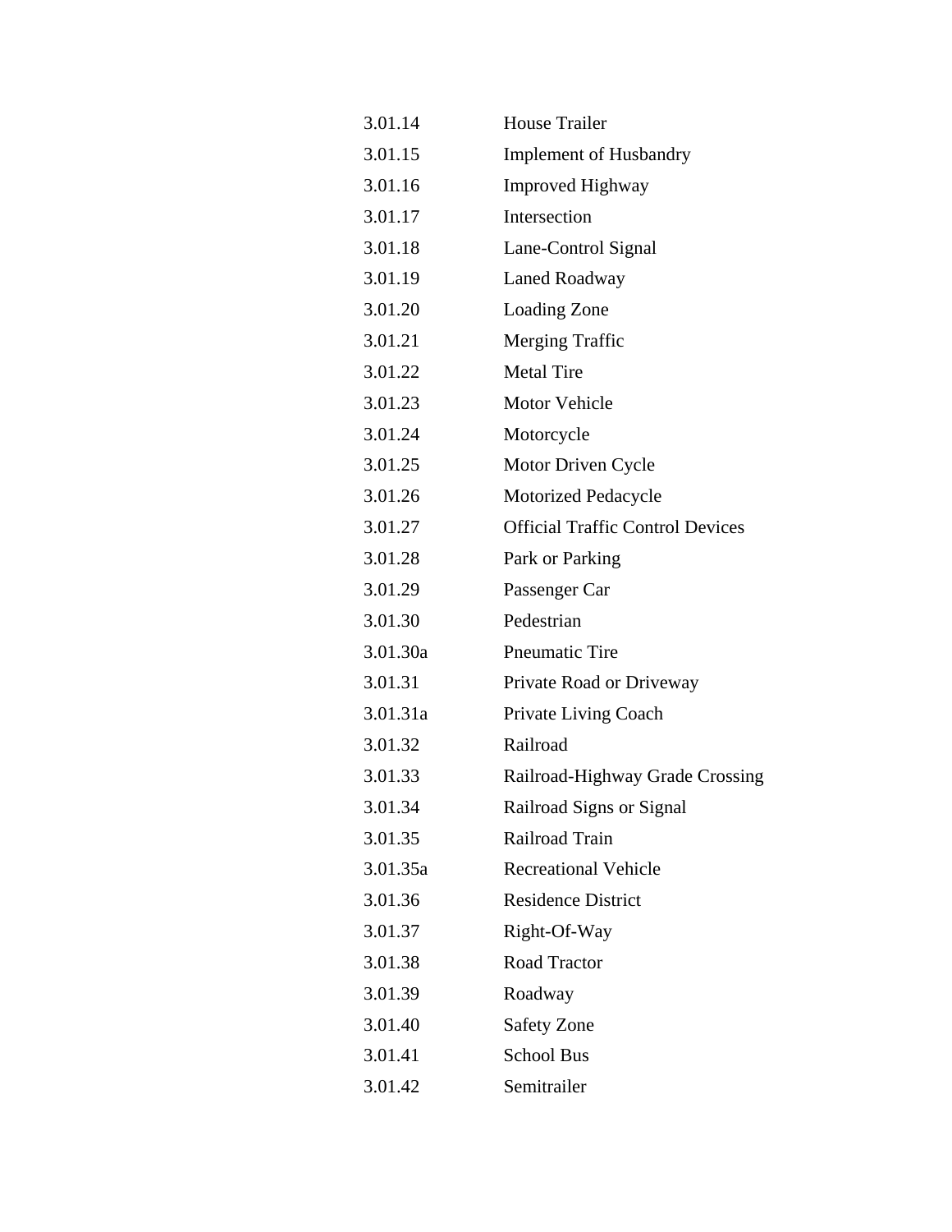| | |
|---|---|
| 3.01.14 | House Trailer |
| 3.01.15 | Implement of Husbandry |
| 3.01.16 | Improved Highway |
| 3.01.17 | Intersection |
| 3.01.18 | Lane-Control Signal |
| 3.01.19 | Laned Roadway |
| 3.01.20 | Loading Zone |
| 3.01.21 | Merging Traffic |
| 3.01.22 | Metal Tire |
| 3.01.23 | Motor Vehicle |
| 3.01.24 | Motorcycle |
| 3.01.25 | Motor Driven Cycle |
| 3.01.26 | Motorized Pedacycle |
| 3.01.27 | Official Traffic Control Devices |
| 3.01.28 | Park or Parking |
| 3.01.29 | Passenger Car |
| 3.01.30 | Pedestrian |
| 3.01.30a | Pneumatic Tire |
| 3.01.31 | Private Road or Driveway |
| 3.01.31a | Private Living Coach |
| 3.01.32 | Railroad |
| 3.01.33 | Railroad-Highway Grade Crossing |
| 3.01.34 | Railroad Signs or Signal |
| 3.01.35 | Railroad Train |
| 3.01.35a | Recreational Vehicle |
| 3.01.36 | Residence District |
| 3.01.37 | Right-Of-Way |
| 3.01.38 | Road Tractor |
| 3.01.39 | Roadway |
| 3.01.40 | Safety Zone |
| 3.01.41 | School Bus |
| 3.01.42 | Semitrailer |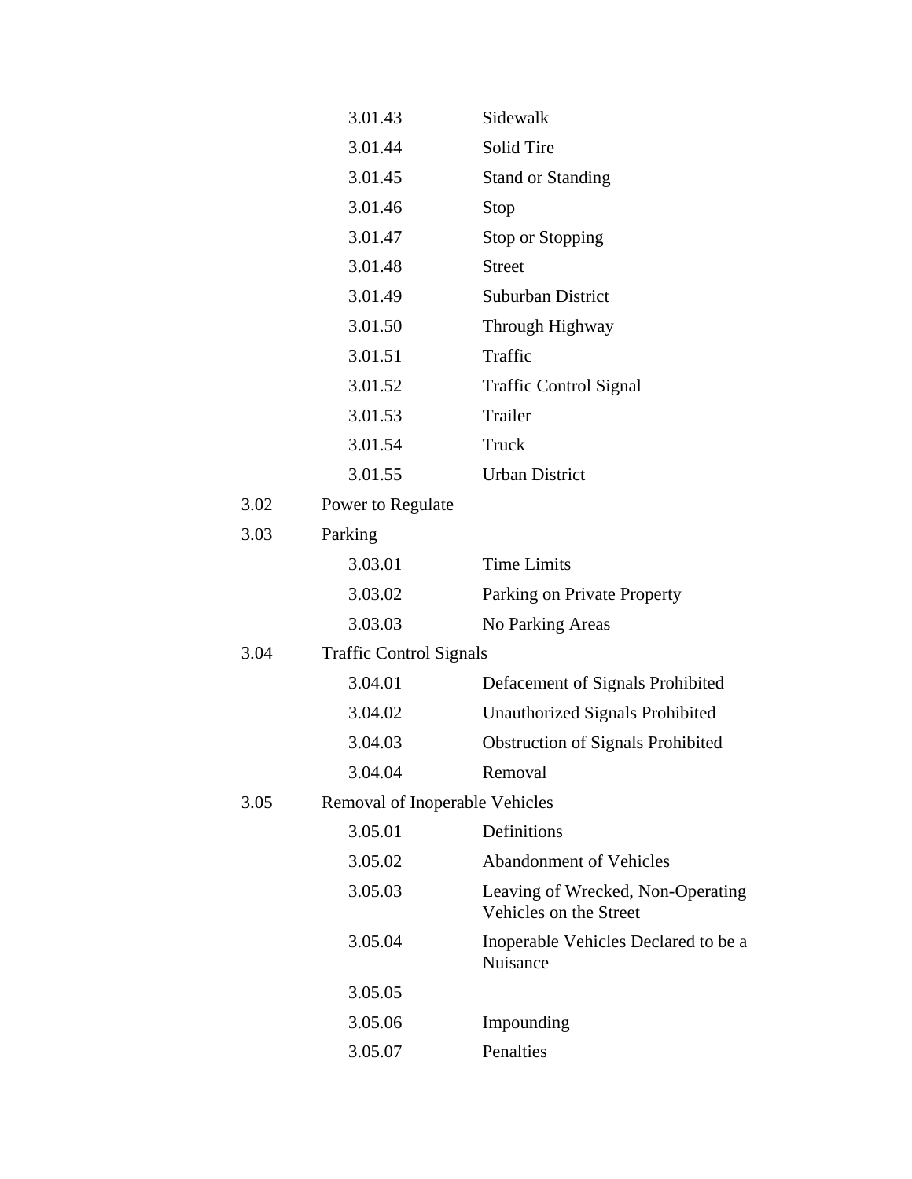| | | |
|---|---|---|
| | 3.01.43 | Sidewalk |
| | 3.01.44 | Solid Tire |
| | 3.01.45 | Stand or Standing |
| | 3.01.46 | Stop |
| | 3.01.47 | Stop or Stopping |
| | 3.01.48 | Street |
| | 3.01.49 | Suburban District |
| | 3.01.50 | Through Highway |
| | 3.01.51 | Traffic |
| | 3.01.52 | Traffic Control Signal |
| | 3.01.53 | Trailer |
| | 3.01.54 | Truck |
| | 3.01.55 | Urban District |
| 3.02 | Power to Regulate | |
| 3.03 | Parking | |
| | 3.03.01 | Time Limits |
| | 3.03.02 | Parking on Private Property |
| | 3.03.03 | No Parking Areas |
| 3.04 | Traffic Control Signals | |
| | 3.04.01 | Defacement of Signals Prohibited |
| | 3.04.02 | Unauthorized Signals Prohibited |
| | 3.04.03 | Obstruction of Signals Prohibited |
| | 3.04.04 | Removal |
| 3.05 | Removal of Inoperable Vehicles | |
| | 3.05.01 | Definitions |
| | 3.05.02 | Abandonment of Vehicles |
| | 3.05.03 | Leaving of Wrecked, Non-Operating Vehicles on the Street |
| | 3.05.04 | Inoperable Vehicles Declared to be a Nuisance |
| | 3.05.05 | |
| | 3.05.06 | Impounding |
| | 3.05.07 | Penalties |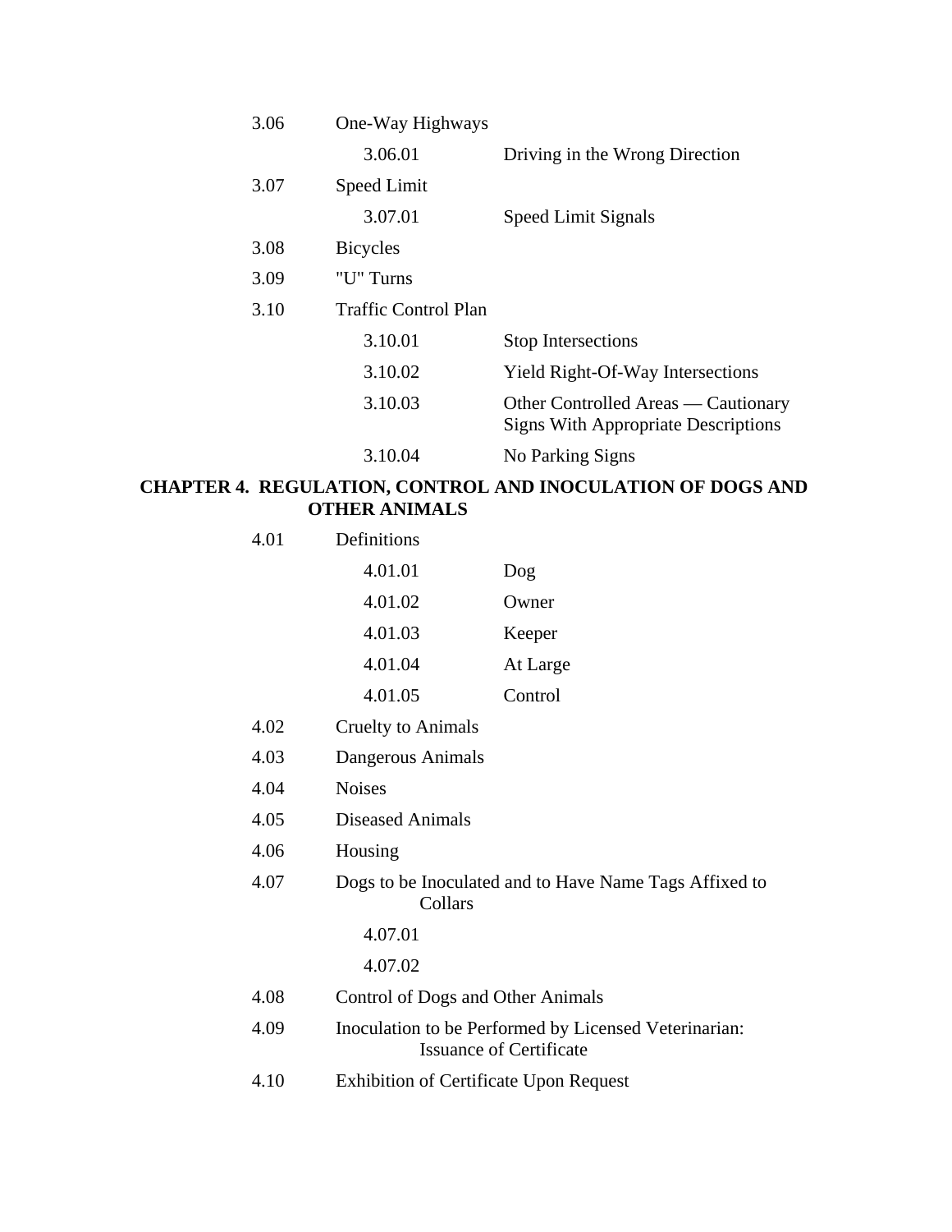| | | |
|---|---|---|
| 3.06 | One-Way Highways | |
| | 3.06.01 | Driving in the Wrong Direction |
| 3.07 | Speed Limit | |
| | 3.07.01 | Speed Limit Signals |
| 3.08 | Bicycles | |
| 3.09 | "U" Turns | |
| 3.10 | Traffic Control Plan | |
| | 3.10.01 | Stop Intersections |
| | 3.10.02 | Yield Right-Of-Way Intersections |
| | 3.10.03 | Other Controlled Areas — Cautionary Signs With Appropriate Descriptions |
| | 3.10.04 | No Parking Signs |

## CHAPTER 4. REGULATION, CONTROL AND INOCULATION OF DOGS AND OTHER ANIMALS

| | | |
|---|---|---|
| 4.01 | Definitions | |
| | 4.01.01 | Dog |
| | 4.01.02 | Owner |
| | 4.01.03 | Keeper |
| | 4.01.04 | At Large |
| | 4.01.05 | Control |
| 4.02 | Cruelty to Animals | |
| 4.03 | Dangerous Animals | |
| 4.04 | Noises | |
| 4.05 | Diseased Animals | |
| 4.06 | Housing | |
| 4.07 | Dogs to be Inoculated and to Have Name Tags Affixed to Collars | |
| | 4.07.01 | |
| | 4.07.02 | |
| 4.08 | Control of Dogs and Other Animals | |
| 4.09 | Inoculation to be Performed by Licensed Veterinarian: Issuance of Certificate | |
| 4.10 | Exhibition of Certificate Upon Request | |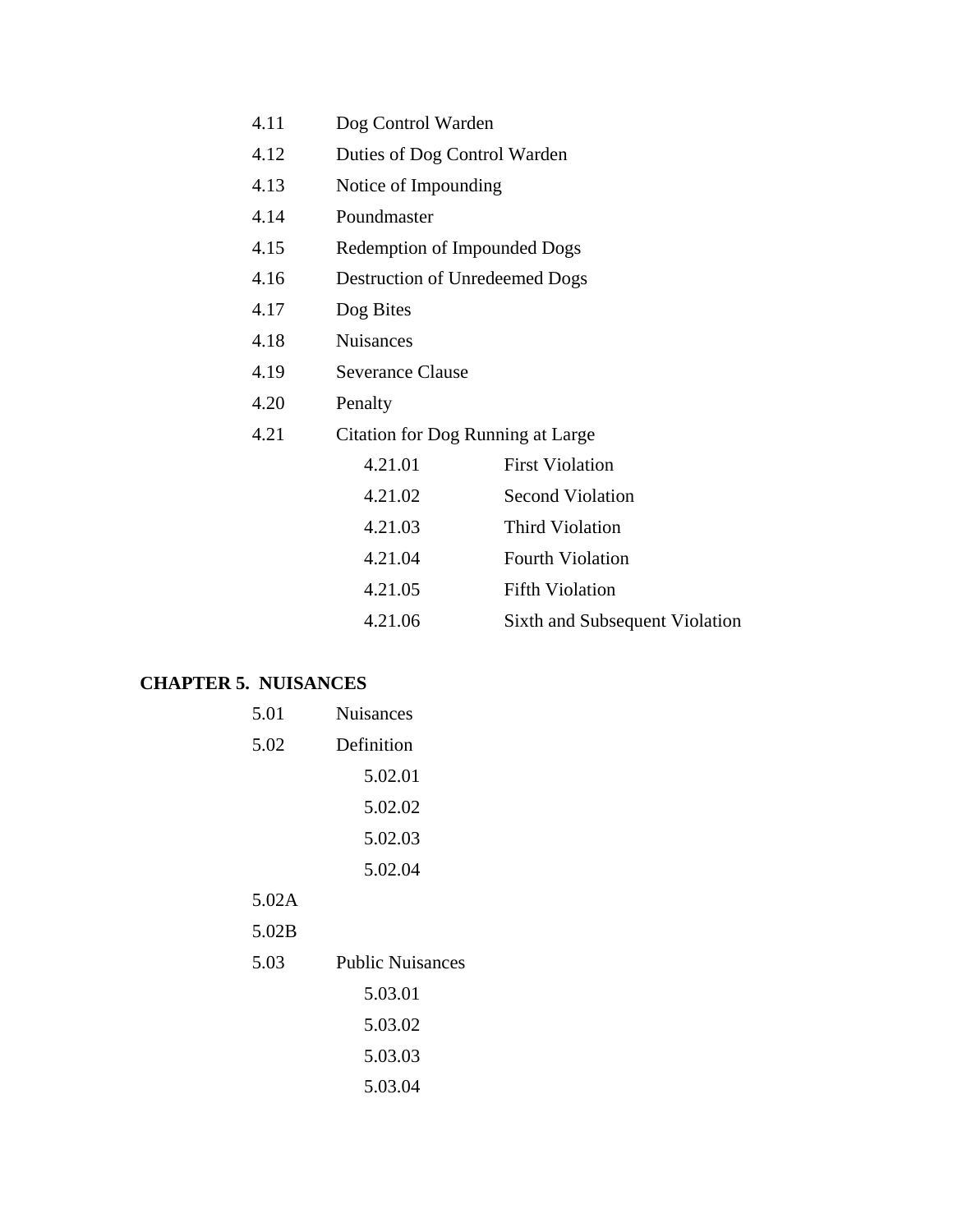4.11 Dog Control Warden

4.12 Duties of Dog Control Warden

4.13 Notice of Impounding

4.14 Poundmaster

4.15 Redemption of Impounded Dogs

4.16 Destruction of Unredeemed Dogs

4.17 Dog Bites

4.18 Nuisances

4.19 Severance Clause

4.20 Penalty

4.21 Citation for Dog Running at Large

- 4.21.01 First Violation
- 4.21.02 Second Violation
- 4.21.03 Third Violation
- 4.21.04 Fourth Violation
- 4.21.05 Fifth Violation
- 4.21.06 Sixth and Subsequent Violation

**CHAPTER 5. NUISANCES**

5.01 Nuisances

5.02 Definition

- 5.02.01
- 5.02.02
- 5.02.03
- 5.02.04

5.02A

5.02B

5.03 Public Nuisances

- 5.03.01
- 5.03.02
- 5.03.03
- 5.03.04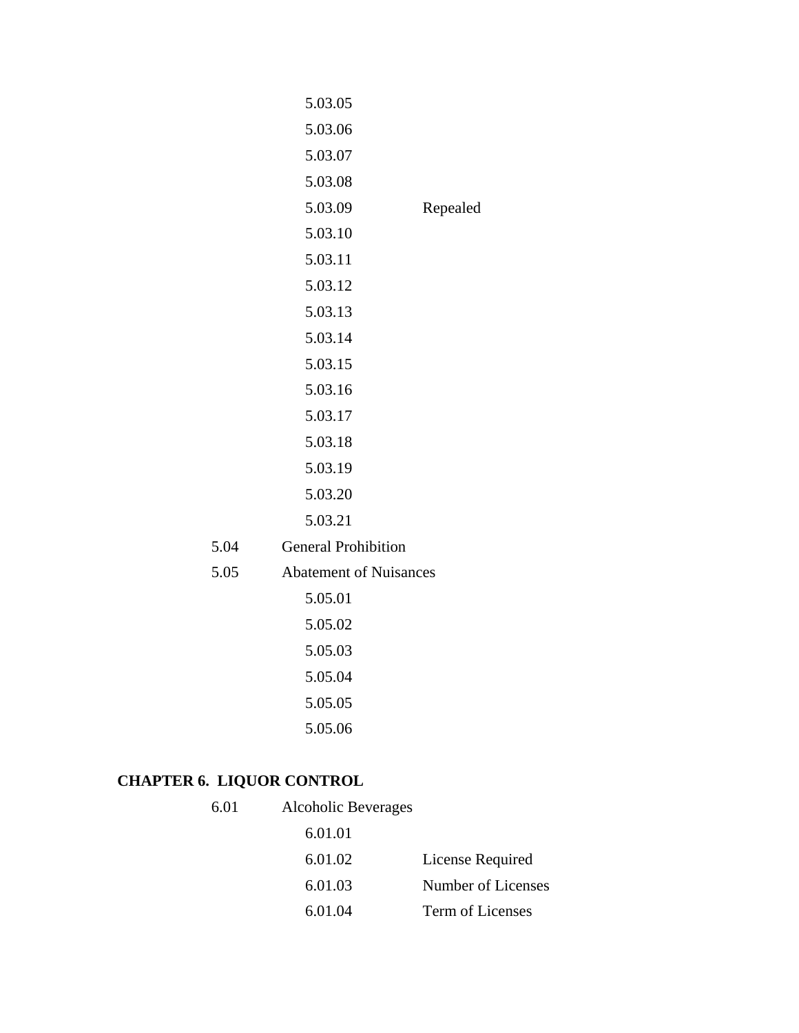5.03.05
5.03.06
5.03.07
5.03.08
5.03.09 Repealed
5.03.10
5.03.11
5.03.12
5.03.13
5.03.14
5.03.15
5.03.16
5.03.17
5.03.18
5.03.19
5.03.20
5.03.21

5.04 General Prohibition

5.05 Abatement of Nuisances

5.05.01
5.05.02
5.05.03
5.05.04
5.05.05
5.05.06

**CHAPTER 6. LIQUOR CONTROL**

6.01 Alcoholic Beverages

6.01.01
6.01.02 License Required
6.01.03 Number of Licenses
6.01.04 Term of Licenses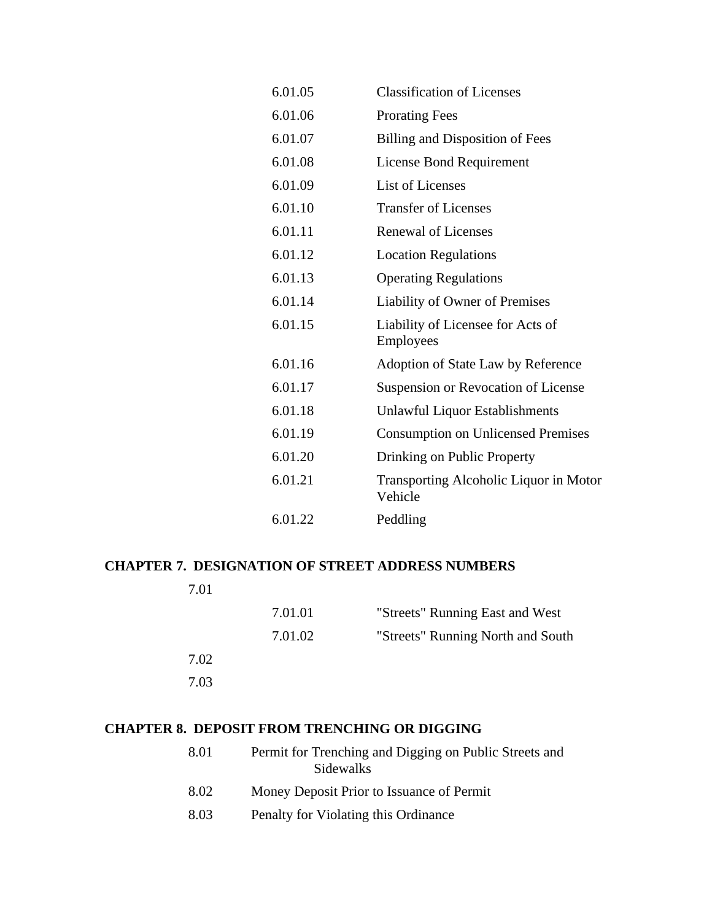6.01.05 Classification of Licenses

6.01.06 Prorating Fees

6.01.07 Billing and Disposition of Fees

6.01.08 License Bond Requirement

6.01.09 List of Licenses

6.01.10 Transfer of Licenses

6.01.11 Renewal of Licenses

6.01.12 Location Regulations

6.01.13 Operating Regulations

6.01.14 Liability of Owner of Premises

6.01.15 Liability of Licensee for Acts of Employees

6.01.16 Adoption of State Law by Reference

6.01.17 Suspension or Revocation of License

6.01.18 Unlawful Liquor Establishments

6.01.19 Consumption on Unlicensed Premises

6.01.20 Drinking on Public Property

6.01.21 Transporting Alcoholic Liquor in Motor Vehicle

6.01.22 Peddling

**CHAPTER 7. DESIGNATION OF STREET ADDRESS NUMBERS**

7.01

7.01.01 "Streets" Running East and West

7.01.02 "Streets" Running North and South

7.02

7.03

**CHAPTER 8. DEPOSIT FROM TRENCHING OR DIGGING**

8.01 Permit for Trenching and Digging on Public Streets and Sidewalks

8.02 Money Deposit Prior to Issuance of Permit

8.03 Penalty for Violating this Ordinance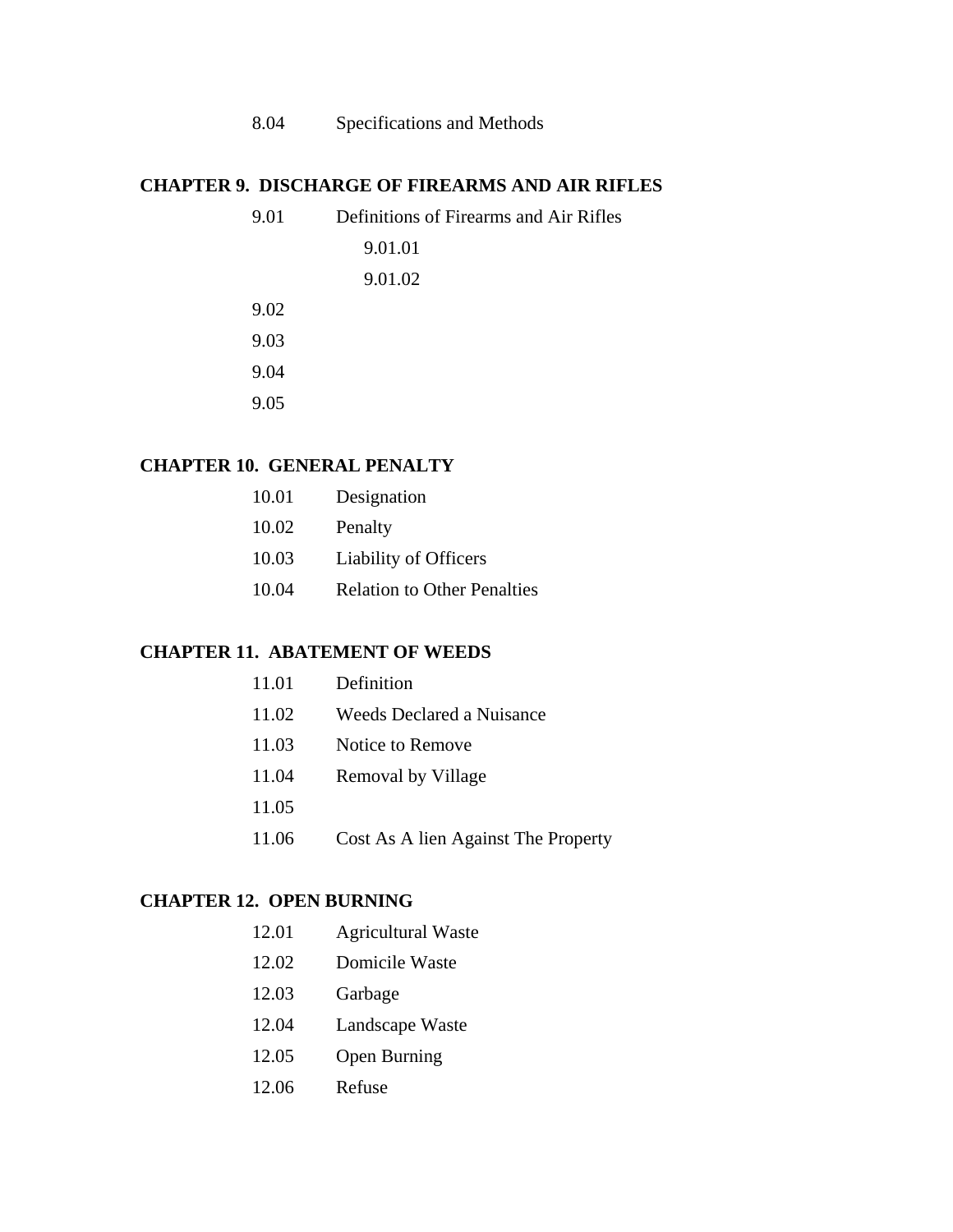8.04 Specifications and Methods

**CHAPTER 9. DISCHARGE OF FIREARMS AND AIR RIFLES**

9.01 Definitions of Firearms and Air Rifles

9.01.01

9.01.02

9.02

9.03

9.04

9.05

**CHAPTER 10. GENERAL PENALTY**

10.01 Designation

10.02 Penalty

10.03 Liability of Officers

10.04 Relation to Other Penalties

**CHAPTER 11. ABATEMENT OF WEEDS**

11.01 Definition

11.02 Weeds Declared a Nuisance

11.03 Notice to Remove

11.04 Removal by Village

11.05

11.06 Cost As A lien Against The Property

**CHAPTER 12. OPEN BURNING**

12.01 Agricultural Waste

12.02 Domicile Waste

12.03 Garbage

12.04 Landscape Waste

12.05 Open Burning

12.06 Refuse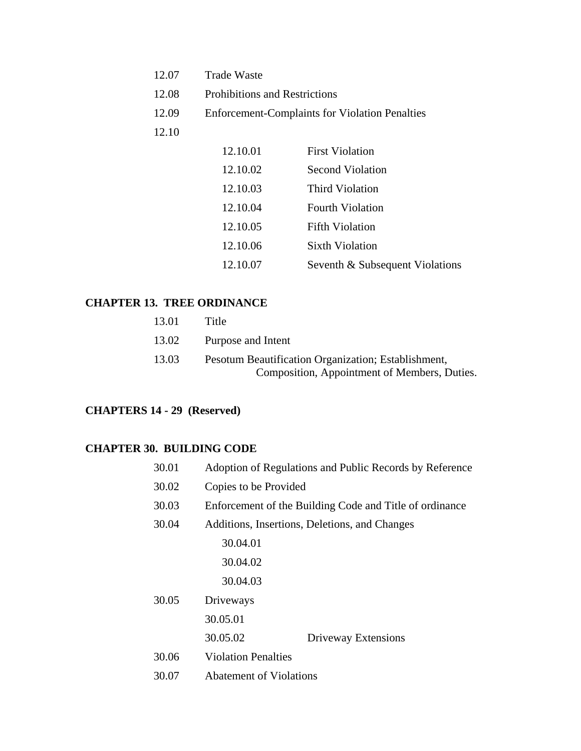12.07 Trade Waste

12.08 Prohibitions and Restrictions

12.09 Enforcement-Complaints for Violation Penalties

12.10

- 12.10.01 First Violation
- 12.10.02 Second Violation
- 12.10.03 Third Violation
- 12.10.04 Fourth Violation
- 12.10.05 Fifth Violation
- 12.10.06 Sixth Violation
- 12.10.07 Seventh & Subsequent Violations

**CHAPTER 13. TREE ORDINANCE**

13.01 Title

13.02 Purpose and Intent

13.03 Pesotum Beautification Organization; Establishment, Composition, Appointment of Members, Duties.

**CHAPTERS 14 - 29 (Reserved)**

**CHAPTER 30. BUILDING CODE**

30.01 Adoption of Regulations and Public Records by Reference

30.02 Copies to be Provided

30.03 Enforcement of the Building Code and Title of ordinance

30.04 Additions, Insertions, Deletions, and Changes

- 30.04.01
- 30.04.02
- 30.04.03

30.05 Driveways

- 30.05.01
- 30.05.02 Driveway Extensions

30.06 Violation Penalties

30.07 Abatement of Violations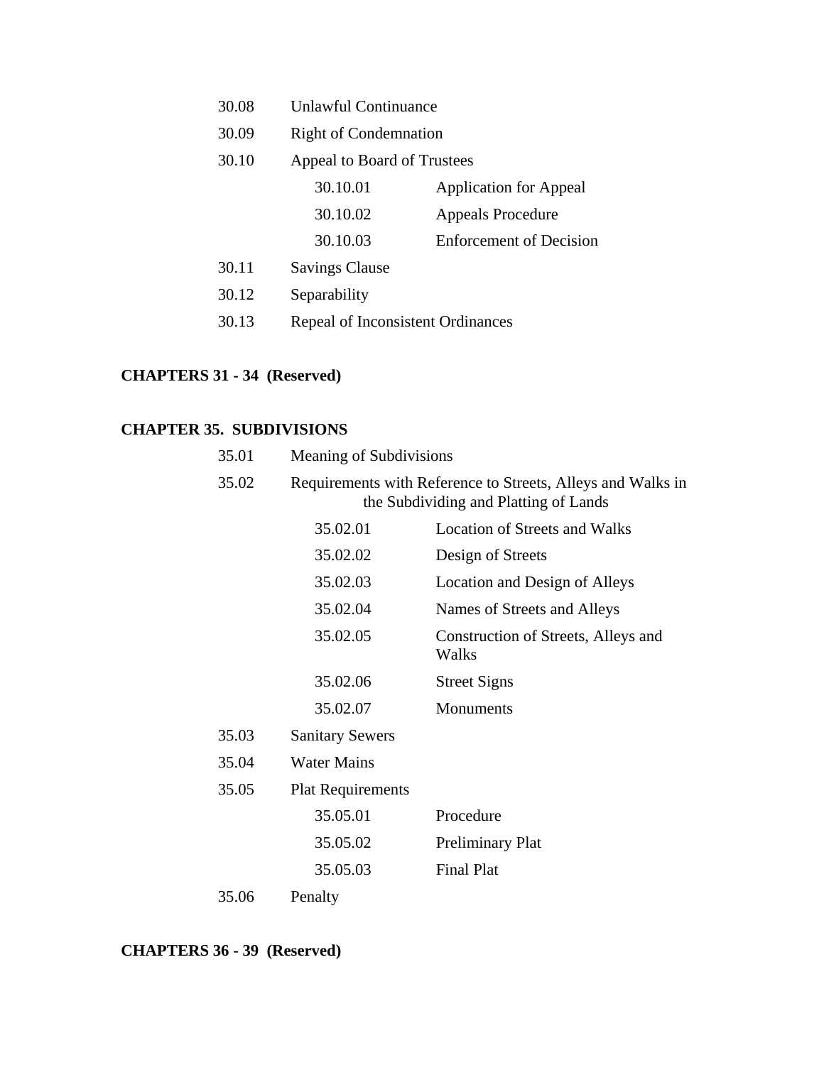30.08 Unlawful Continuance

30.09 Right of Condemnation

30.10 Appeal to Board of Trustees

- 30.10.01 Application for Appeal
- 30.10.02 Appeals Procedure
- 30.10.03 Enforcement of Decision

30.11 Savings Clause

30.12 Separability

30.13 Repeal of Inconsistent Ordinances

**CHAPTERS 31 - 34 (Reserved)**

**CHAPTER 35. SUBDIVISIONS**

35.01 Meaning of Subdivisions

35.02 Requirements with Reference to Streets, Alleys and Walks in the Subdividing and Platting of Lands

- 35.02.01 Location of Streets and Walks
- 35.02.02 Design of Streets
- 35.02.03 Location and Design of Alleys
- 35.02.04 Names of Streets and Alleys
- 35.02.05 Construction of Streets, Alleys and Walks
- 35.02.06 Street Signs
- 35.02.07 Monuments

35.03 Sanitary Sewers

35.04 Water Mains

35.05 Plat Requirements

- 35.05.01 Procedure
- 35.05.02 Preliminary Plat
- 35.05.03 Final Plat

35.06 Penalty

**CHAPTERS 36 - 39 (Reserved)**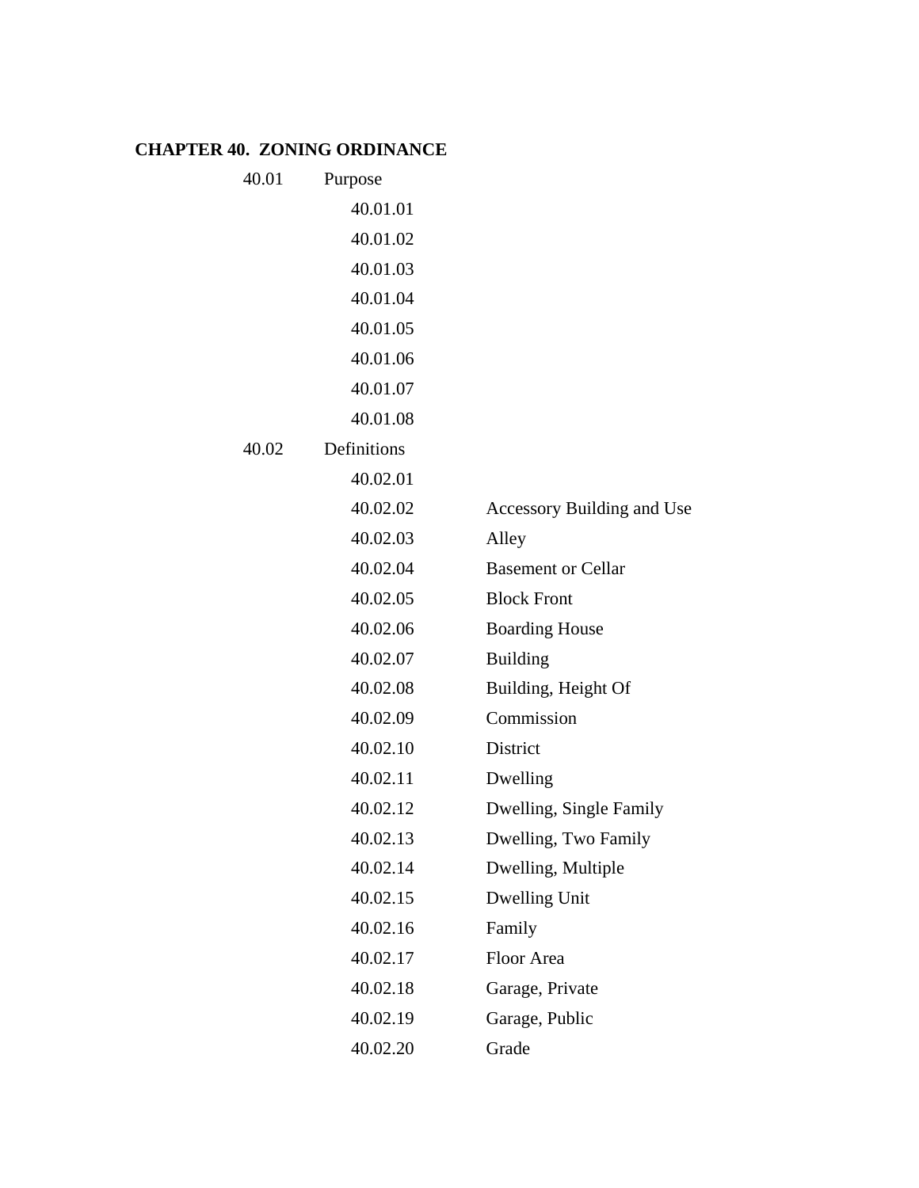**CHAPTER 40. ZONING ORDINANCE**

40.01 Purpose

- 40.01.01
- 40.01.02
- 40.01.03
- 40.01.04
- 40.01.05
- 40.01.06
- 40.01.07
- 40.01.08

40.02 Definitions

- 40.02.01
- 40.02.02 Accessory Building and Use
- 40.02.03 Alley
- 40.02.04 Basement or Cellar
- 40.02.05 Block Front
- 40.02.06 Boarding House
- 40.02.07 Building
- 40.02.08 Building, Height Of
- 40.02.09 Commission
- 40.02.10 District
- 40.02.11 Dwelling
- 40.02.12 Dwelling, Single Family
- 40.02.13 Dwelling, Two Family
- 40.02.14 Dwelling, Multiple
- 40.02.15 Dwelling Unit
- 40.02.16 Family
- 40.02.17 Floor Area
- 40.02.18 Garage, Private
- 40.02.19 Garage, Public
- 40.02.20 Grade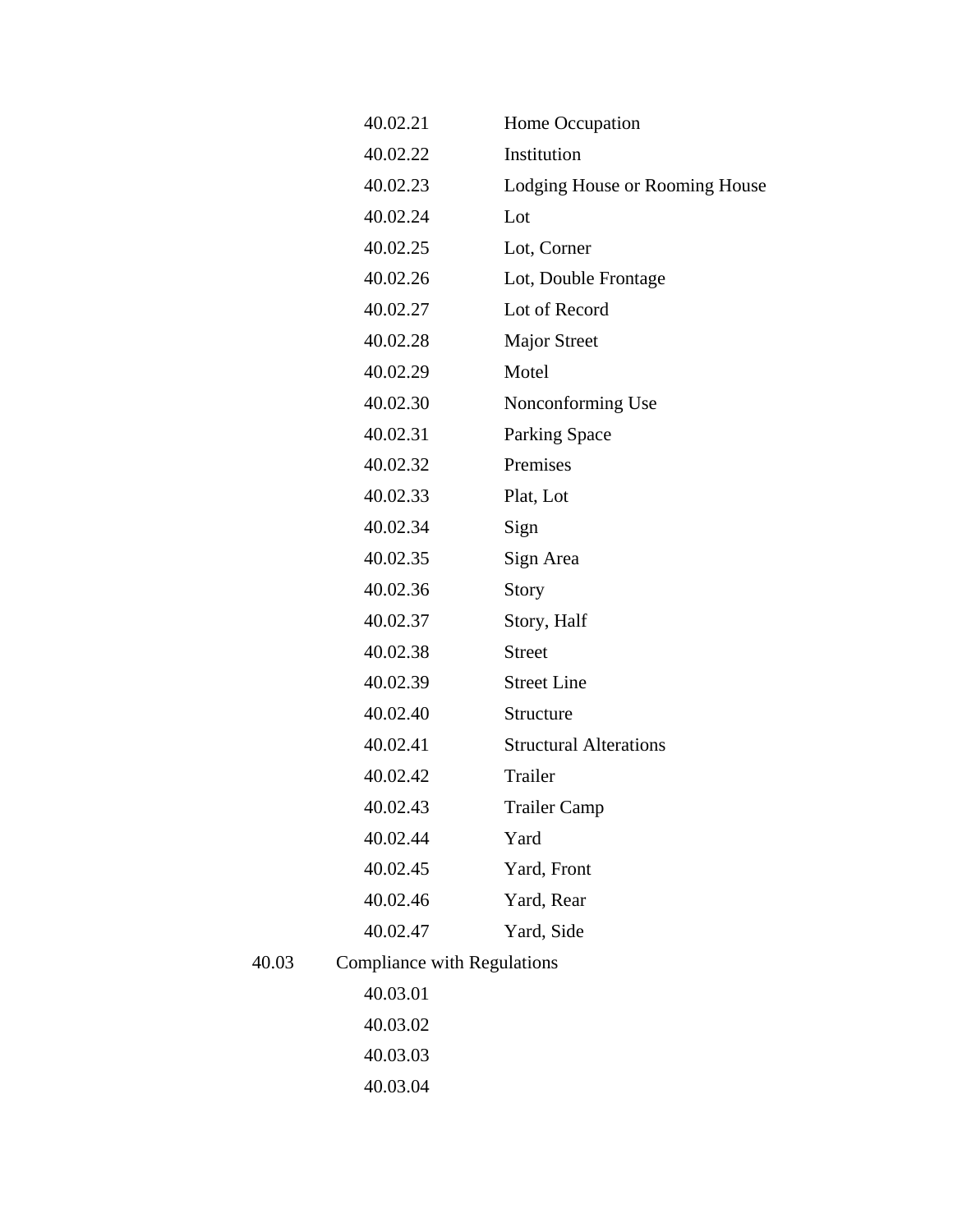40.02.21 Home Occupation

40.02.22 Institution

40.02.23 Lodging House or Rooming House

40.02.24 Lot

40.02.25 Lot, Corner

40.02.26 Lot, Double Frontage

40.02.27 Lot of Record

40.02.28 Major Street

40.02.29 Motel

40.02.30 Nonconforming Use

40.02.31 Parking Space

40.02.32 Premises

40.02.33 Plat, Lot

40.02.34 Sign

40.02.35 Sign Area

40.02.36 Story

40.02.37 Story, Half

40.02.38 Street

40.02.39 Street Line

40.02.40 Structure

40.02.41 Structural Alterations

40.02.42 Trailer

40.02.43 Trailer Camp

40.02.44 Yard

40.02.45 Yard, Front

40.02.46 Yard, Rear

40.02.47 Yard, Side

40.03 Compliance with Regulations

40.03.01

40.03.02

40.03.03

40.03.04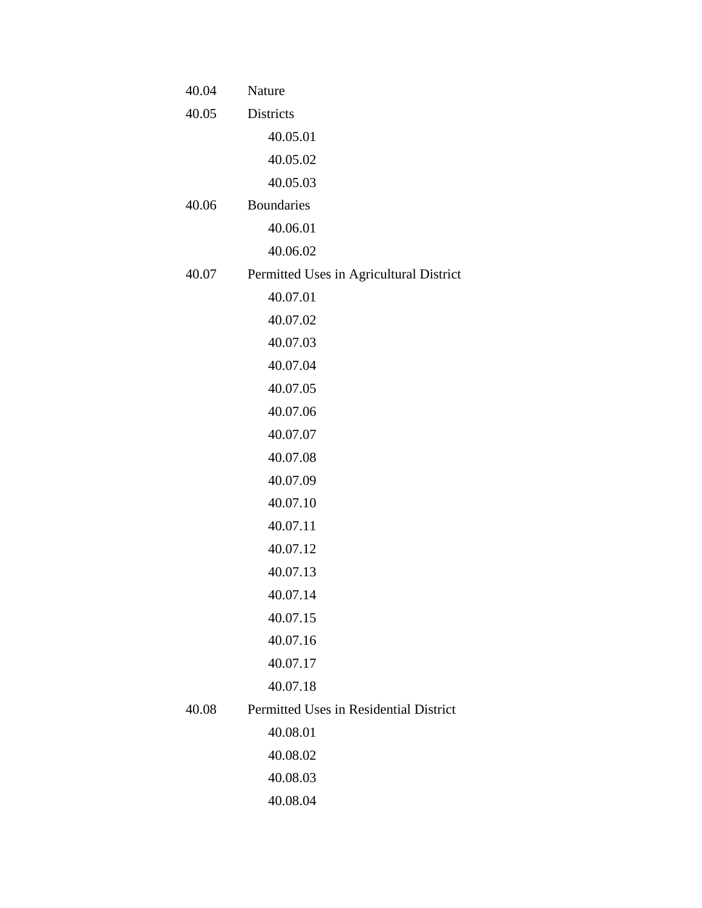40.04 Nature

40.05 Districts

- 40.05.01
- 40.05.02
- 40.05.03

40.06 Boundaries

- 40.06.01
- 40.06.02

40.07 Permitted Uses in Agricultural District

- 40.07.01
- 40.07.02
- 40.07.03
- 40.07.04
- 40.07.05
- 40.07.06
- 40.07.07
- 40.07.08
- 40.07.09
- 40.07.10
- 40.07.11
- 40.07.12
- 40.07.13
- 40.07.14
- 40.07.15
- 40.07.16
- 40.07.17
- 40.07.18

40.08 Permitted Uses in Residential District

- 40.08.01
- 40.08.02
- 40.08.03
- 40.08.04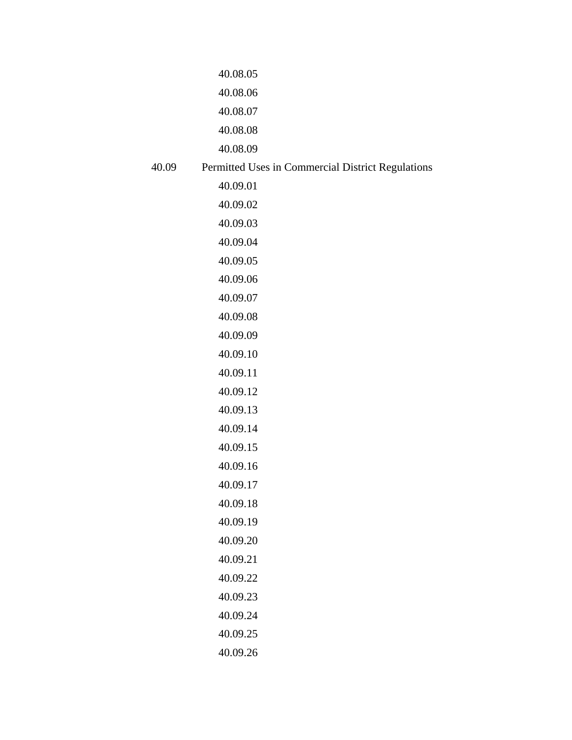40.08.05

40.08.06

40.08.07

40.08.08

40.08.09

40.09 Permitted Uses in Commercial District Regulations

40.09.01

40.09.02

40.09.03

40.09.04

40.09.05

40.09.06

40.09.07

40.09.08

40.09.09

40.09.10

40.09.11

40.09.12

40.09.13

40.09.14

40.09.15

40.09.16

40.09.17

40.09.18

40.09.19

40.09.20

40.09.21

40.09.22

40.09.23

40.09.24

40.09.25

40.09.26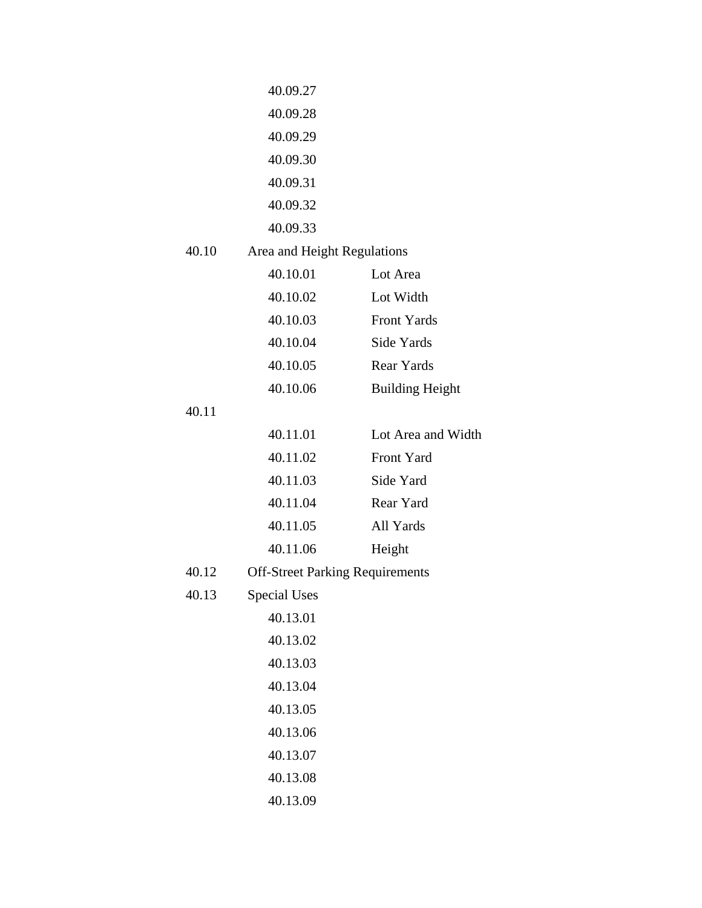40.09.27

40.09.28

40.09.29

40.09.30

40.09.31

40.09.32

40.09.33

40.10 Area and Height Regulations

| | |
|---|---|
| 40.10.01 | Lot Area |
| 40.10.02 | Lot Width |
| 40.10.03 | Front Yards |
| 40.10.04 | Side Yards |
| 40.10.05 | Rear Yards |
| 40.10.06 | Building Height |

40.11

| | |
|---|---|
| 40.11.01 | Lot Area and Width |
| 40.11.02 | Front Yard |
| 40.11.03 | Side Yard |
| 40.11.04 | Rear Yard |
| 40.11.05 | All Yards |
| 40.11.06 | Height |

40.12 Off-Street Parking Requirements

40.13 Special Uses

40.13.01

40.13.02

40.13.03

40.13.04

40.13.05

40.13.06

40.13.07

40.13.08

40.13.09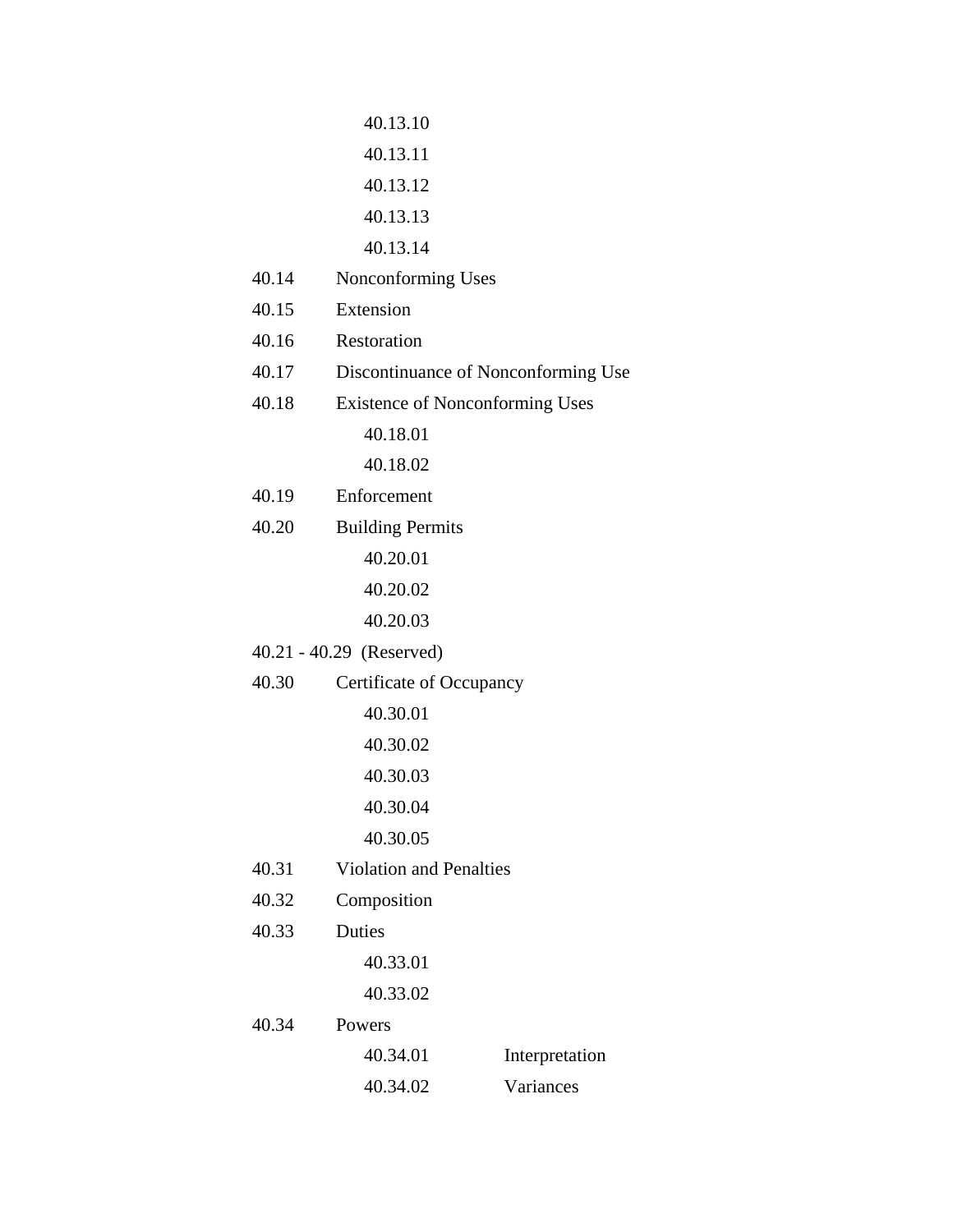40.13.10

40.13.11

40.13.12

40.13.13

40.13.14

40.14 Nonconforming Uses

40.15 Extension

40.16 Restoration

40.17 Discontinuance of Nonconforming Use

40.18 Existence of Nonconforming Uses

40.18.01

40.18.02

40.19 Enforcement

40.20 Building Permits

40.20.01

40.20.02

40.20.03

40.21 - 40.29 (Reserved)

40.30 Certificate of Occupancy

40.30.01

40.30.02

40.30.03

40.30.04

40.30.05

40.31 Violation and Penalties

40.32 Composition

40.33 Duties

40.33.01

40.33.02

40.34 Powers

40.34.01 Interpretation

40.34.02 Variances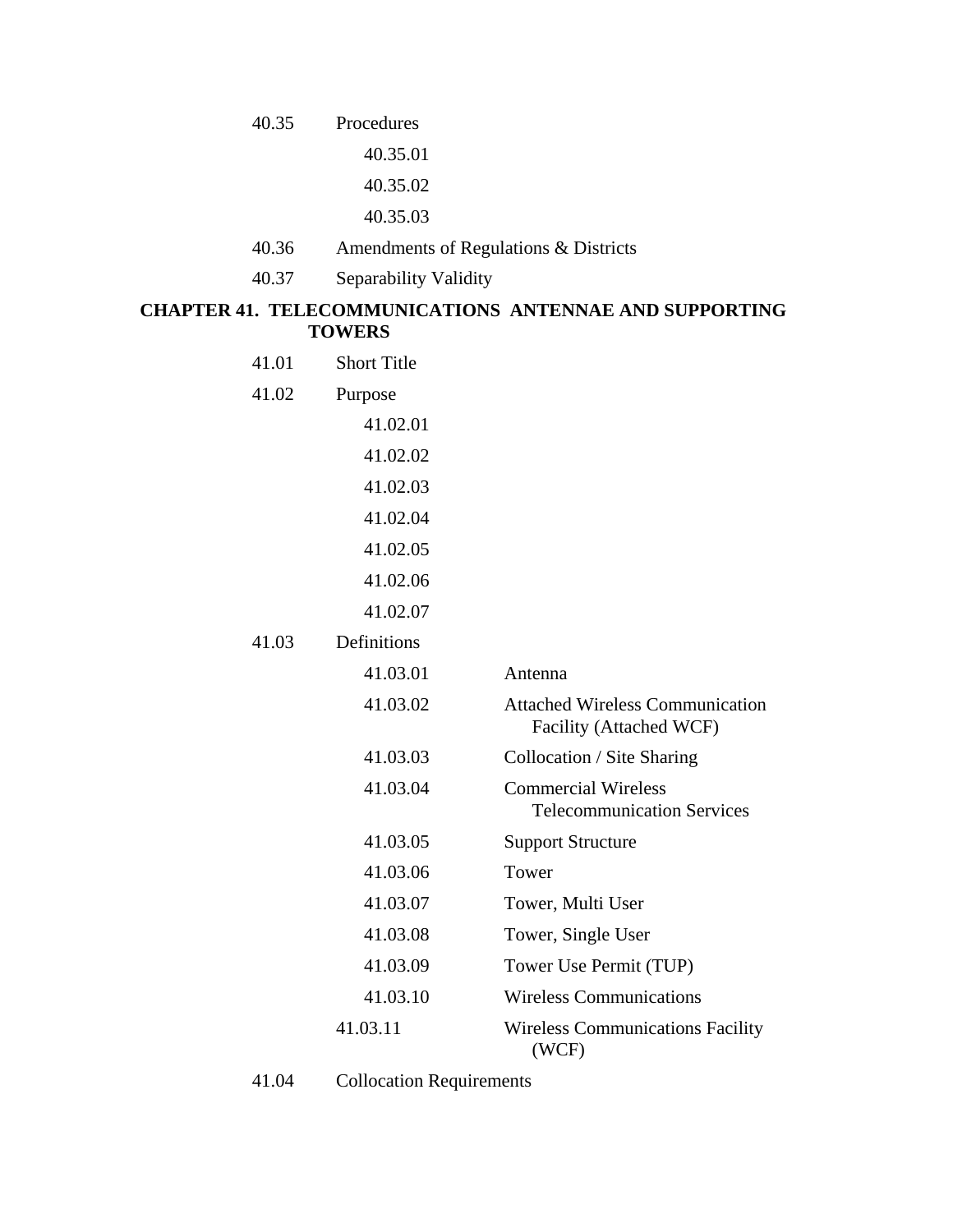40.35 Procedures

- 40.35.01
- 40.35.02
- 40.35.03

40.36 Amendments of Regulations & Districts

40.37 Separability Validity

## CHAPTER 41. TELECOMMUNICATIONS ANTENNAE AND SUPPORTING TOWERS

41.01 Short Title

41.02 Purpose

- 41.02.01
- 41.02.02
- 41.02.03
- 41.02.04
- 41.02.05
- 41.02.06
- 41.02.07

41.03 Definitions

| | |
|---|---|
| 41.03.01 | Antenna |
| 41.03.02 | Attached Wireless Communication Facility (Attached WCF) |
| 41.03.03 | Collocation / Site Sharing |
| 41.03.04 | Commercial Wireless Telecommunication Services |
| 41.03.05 | Support Structure |
| 41.03.06 | Tower |
| 41.03.07 | Tower, Multi User |
| 41.03.08 | Tower, Single User |
| 41.03.09 | Tower Use Permit (TUP) |
| 41.03.10 | Wireless Communications |
| 41.03.11 | Wireless Communications Facility (WCF) |

41.04 Collocation Requirements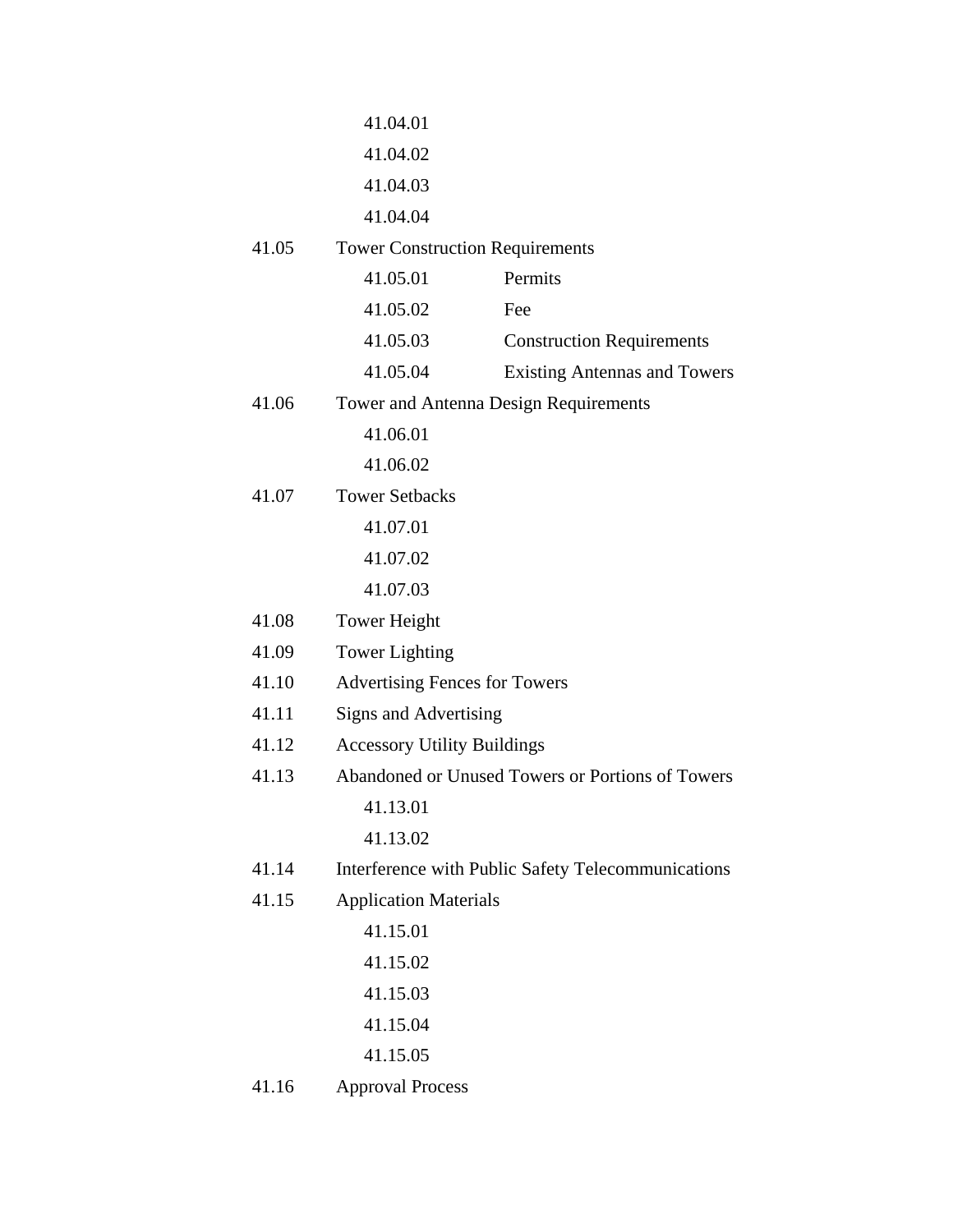41.04.01

41.04.02

41.04.03

41.04.04

41.05 Tower Construction Requirements

- 41.05.01 Permits
- 41.05.02 Fee
- 41.05.03 Construction Requirements
- 41.05.04 Existing Antennas and Towers

41.06 Tower and Antenna Design Requirements

- 41.06.01
- 41.06.02

41.07 Tower Setbacks

- 41.07.01
- 41.07.02
- 41.07.03

41.08 Tower Height

41.09 Tower Lighting

41.10 Advertising Fences for Towers

41.11 Signs and Advertising

41.12 Accessory Utility Buildings

41.13 Abandoned or Unused Towers or Portions of Towers

- 41.13.01
- 41.13.02

41.14 Interference with Public Safety Telecommunications

41.15 Application Materials

- 41.15.01
- 41.15.02
- 41.15.03
- 41.15.04
- 41.15.05

41.16 Approval Process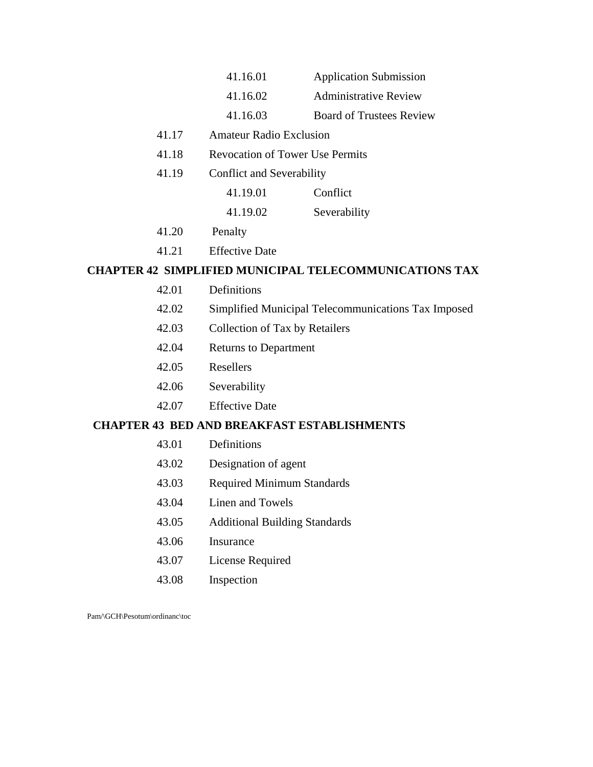41.16.01 Application Submission

41.16.02 Administrative Review

41.16.03 Board of Trustees Review

41.17 Amateur Radio Exclusion

41.18 Revocation of Tower Use Permits

41.19 Conflict and Severability

41.19.01 Conflict

41.19.02 Severability

41.20 Penalty

41.21 Effective Date

**CHAPTER 42 SIMPLIFIED MUNICIPAL TELECOMMUNICATIONS TAX**

42.01 Definitions

42.02 Simplified Municipal Telecommunications Tax Imposed

42.03 Collection of Tax by Retailers

42.04 Returns to Department

42.05 Resellers

42.06 Severability

42.07 Effective Date

**CHAPTER 43 BED AND BREAKFAST ESTABLISHMENTS**

43.01 Definitions

43.02 Designation of agent

43.03 Required Minimum Standards

43.04 Linen and Towels

43.05 Additional Building Standards

43.06 Insurance

43.07 License Required

43.08 Inspection

Pam/\GCH\Pesotum\ordinanc\toc